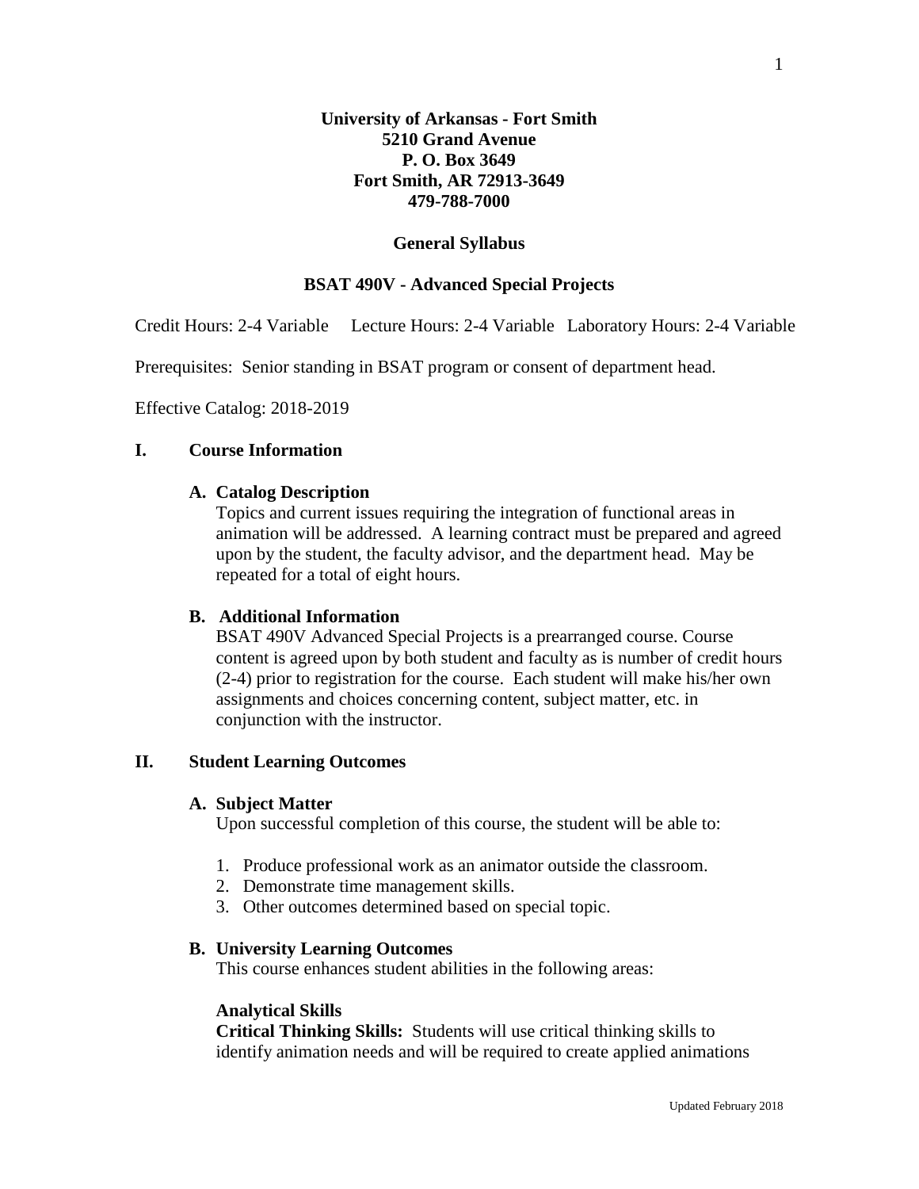**University of Arkansas - Fort Smith**
**5210 Grand Avenue**
**P. O. Box 3649**
**Fort Smith, AR 72913-3649**
**479-788-7000**

# General Syllabus

## BSAT 490V - Advanced Special Projects

Credit Hours: 2-4 Variable Lecture Hours: 2-4 Variable Laboratory Hours: 2-4 Variable

Prerequisites: Senior standing in BSAT program or consent of department head.

Effective Catalog: 2018-2019

## I. Course Information

### A. Catalog Description

Topics and current issues requiring the integration of functional areas in animation will be addressed. A learning contract must be prepared and agreed upon by the student, the faculty advisor, and the department head. May be repeated for a total of eight hours.

### B. Additional Information

BSAT 490V Advanced Special Projects is a prearranged course. Course content is agreed upon by both student and faculty as is number of credit hours (2-4) prior to registration for the course. Each student will make his/her own assignments and choices concerning content, subject matter, etc. in conjunction with the instructor.

## II. Student Learning Outcomes

### A. Subject Matter

Upon successful completion of this course, the student will be able to:

1. Produce professional work as an animator outside the classroom.
2. Demonstrate time management skills.
3. Other outcomes determined based on special topic.

### B. University Learning Outcomes

This course enhances student abilities in the following areas:

**Analytical Skills**

**Critical Thinking Skills:** Students will use critical thinking skills to identify animation needs and will be required to create applied animations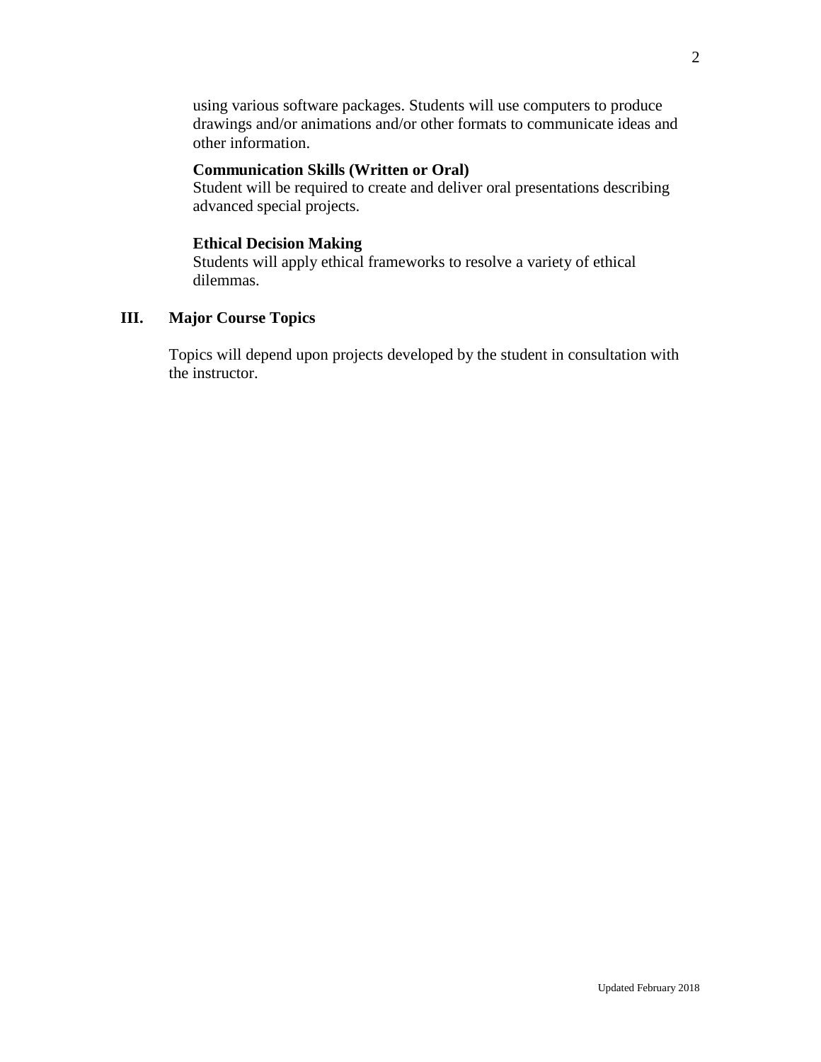using various software packages. Students will use computers to produce drawings and/or animations and/or other formats to communicate ideas and other information.

**Communication Skills (Written or Oral)**
Student will be required to create and deliver oral presentations describing advanced special projects.

**Ethical Decision Making**
Students will apply ethical frameworks to resolve a variety of ethical dilemmas.

## III. Major Course Topics

Topics will depend upon projects developed by the student in consultation with the instructor.